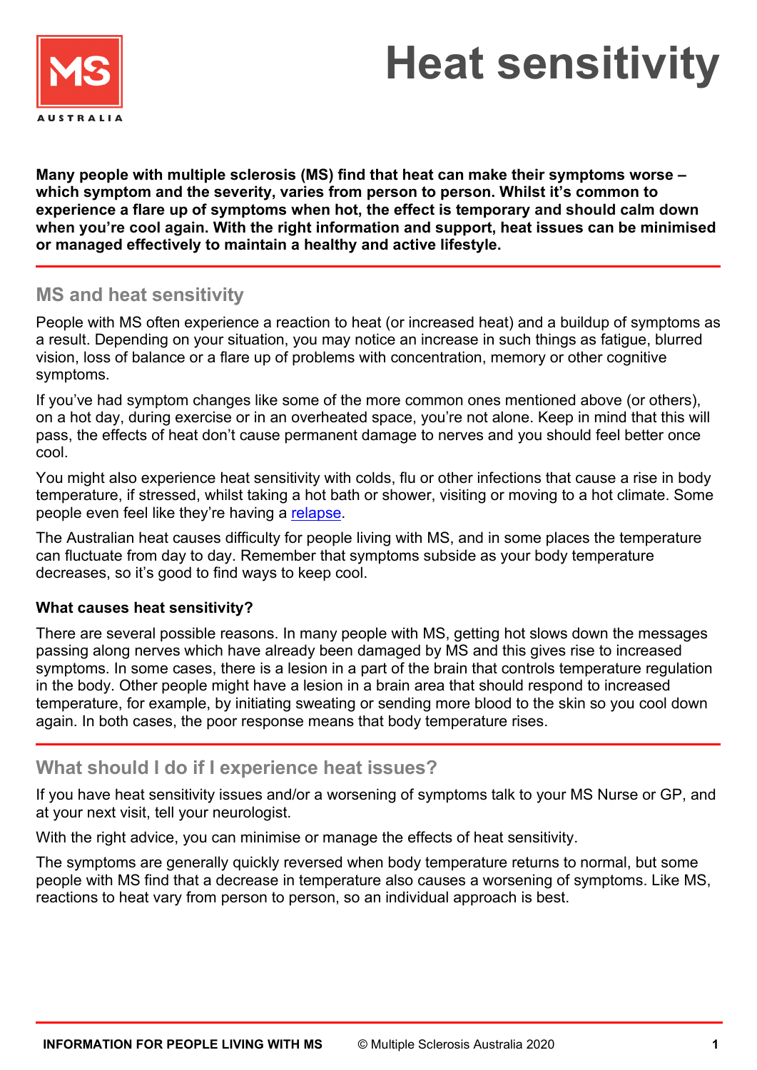# Heat sensitivity

**Many people with multiple sclerosis (MS) find that heat can make their symptoms worse – which symptom and the severity, varies from person to person. Whilst it's common to experience a flare up of symptoms when hot, the effect is temporary and should calm down when you're cool again. With the right information and support, heat issues can be minimised or managed effectively to maintain a healthy and active lifestyle.**

## MS and heat sensitivity

People with MS often experience a reaction to heat (or increased heat) and a buildup of symptoms as a result. Depending on your situation, you may notice an increase in such things as fatigue, blurred vision, loss of balance or a flare up of problems with concentration, memory or other cognitive symptoms.

If you've had symptom changes like some of the more common ones mentioned above (or others), on a hot day, during exercise or in an overheated space, you're not alone. Keep in mind that this will pass, the effects of heat don't cause permanent damage to nerves and you should feel better once cool.

You might also experience heat sensitivity with colds, flu or other infections that cause a rise in body temperature, if stressed, whilst taking a hot bath or shower, visiting or moving to a hot climate. Some people even feel like they're having a relapse.

The Australian heat causes difficulty for people living with MS, and in some places the temperature can fluctuate from day to day. Remember that symptoms subside as your body temperature decreases, so it's good to find ways to keep cool.

### What causes heat sensitivity?

There are several possible reasons. In many people with MS, getting hot slows down the messages passing along nerves which have already been damaged by MS and this gives rise to increased symptoms. In some cases, there is a lesion in a part of the brain that controls temperature regulation in the body. Other people might have a lesion in a brain area that should respond to increased temperature, for example, by initiating sweating or sending more blood to the skin so you cool down again. In both cases, the poor response means that body temperature rises.

## What should I do if I experience heat issues?

If you have heat sensitivity issues and/or a worsening of symptoms talk to your MS Nurse or GP, and at your next visit, tell your neurologist.

With the right advice, you can minimise or manage the effects of heat sensitivity.

The symptoms are generally quickly reversed when body temperature returns to normal, but some people with MS find that a decrease in temperature also causes a worsening of symptoms. Like MS, reactions to heat vary from person to person, so an individual approach is best.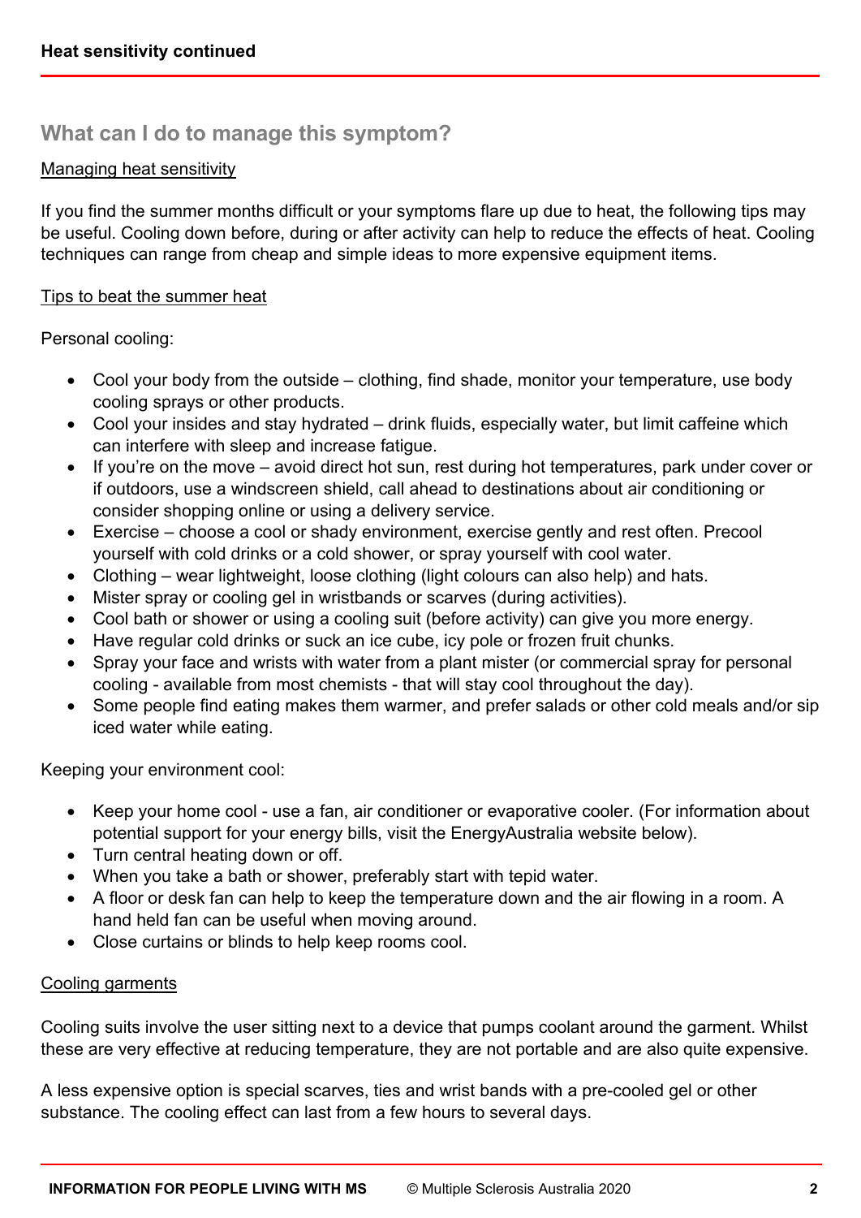## What can I do to manage this symptom?

Managing heat sensitivity

If you find the summer months difficult or your symptoms flare up due to heat, the following tips may be useful. Cooling down before, during or after activity can help to reduce the effects of heat. Cooling techniques can range from cheap and simple ideas to more expensive equipment items.

Tips to beat the summer heat

Personal cooling:

- Cool your body from the outside – clothing, find shade, monitor your temperature, use body cooling sprays or other products.
- Cool your insides and stay hydrated – drink fluids, especially water, but limit caffeine which can interfere with sleep and increase fatigue.
- If you're on the move – avoid direct hot sun, rest during hot temperatures, park under cover or if outdoors, use a windscreen shield, call ahead to destinations about air conditioning or consider shopping online or using a delivery service.
- Exercise – choose a cool or shady environment, exercise gently and rest often. Precool yourself with cold drinks or a cold shower, or spray yourself with cool water.
- Clothing – wear lightweight, loose clothing (light colours can also help) and hats.
- Mister spray or cooling gel in wristbands or scarves (during activities).
- Cool bath or shower or using a cooling suit (before activity) can give you more energy.
- Have regular cold drinks or suck an ice cube, icy pole or frozen fruit chunks.
- Spray your face and wrists with water from a plant mister (or commercial spray for personal cooling - available from most chemists - that will stay cool throughout the day).
- Some people find eating makes them warmer, and prefer salads or other cold meals and/or sip iced water while eating.

Keeping your environment cool:

- Keep your home cool - use a fan, air conditioner or evaporative cooler. (For information about potential support for your energy bills, visit the EnergyAustralia website below).
- Turn central heating down or off.
- When you take a bath or shower, preferably start with tepid water.
- A floor or desk fan can help to keep the temperature down and the air flowing in a room. A hand held fan can be useful when moving around.
- Close curtains or blinds to help keep rooms cool.

Cooling garments

Cooling suits involve the user sitting next to a device that pumps coolant around the garment. Whilst these are very effective at reducing temperature, they are not portable and are also quite expensive.

A less expensive option is special scarves, ties and wrist bands with a pre-cooled gel or other substance. The cooling effect can last from a few hours to several days.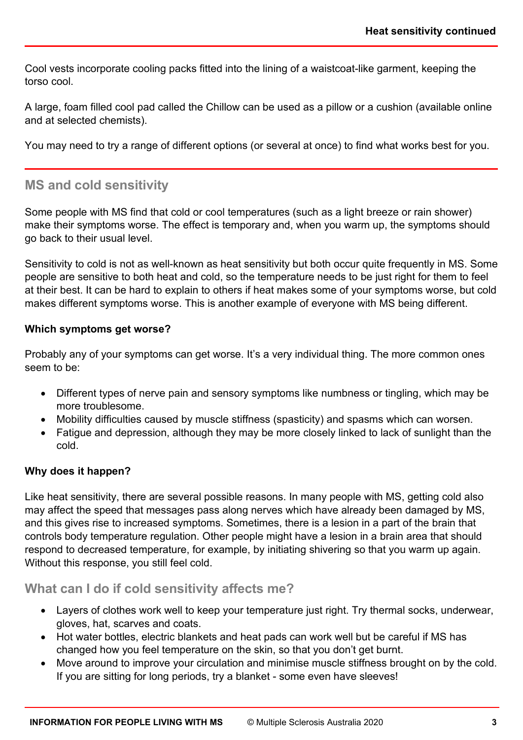Cool vests incorporate cooling packs fitted into the lining of a waistcoat-like garment, keeping the torso cool.

A large, foam filled cool pad called the Chillow can be used as a pillow or a cushion (available online and at selected chemists).

You may need to try a range of different options (or several at once) to find what works best for you.

## MS and cold sensitivity

Some people with MS find that cold or cool temperatures (such as a light breeze or rain shower) make their symptoms worse. The effect is temporary and, when you warm up, the symptoms should go back to their usual level.

Sensitivity to cold is not as well-known as heat sensitivity but both occur quite frequently in MS. Some people are sensitive to both heat and cold, so the temperature needs to be just right for them to feel at their best. It can be hard to explain to others if heat makes some of your symptoms worse, but cold makes different symptoms worse. This is another example of everyone with MS being different.

**Which symptoms get worse?**

Probably any of your symptoms can get worse. It's a very individual thing. The more common ones seem to be:

- Different types of nerve pain and sensory symptoms like numbness or tingling, which may be more troublesome.
- Mobility difficulties caused by muscle stiffness (spasticity) and spasms which can worsen.
- Fatigue and depression, although they may be more closely linked to lack of sunlight than the cold.

**Why does it happen?**

Like heat sensitivity, there are several possible reasons. In many people with MS, getting cold also may affect the speed that messages pass along nerves which have already been damaged by MS, and this gives rise to increased symptoms. Sometimes, there is a lesion in a part of the brain that controls body temperature regulation. Other people might have a lesion in a brain area that should respond to decreased temperature, for example, by initiating shivering so that you warm up again. Without this response, you still feel cold.

## What can I do if cold sensitivity affects me?

- Layers of clothes work well to keep your temperature just right. Try thermal socks, underwear, gloves, hat, scarves and coats.
- Hot water bottles, electric blankets and heat pads can work well but be careful if MS has changed how you feel temperature on the skin, so that you don't get burnt.
- Move around to improve your circulation and minimise muscle stiffness brought on by the cold. If you are sitting for long periods, try a blanket - some even have sleeves!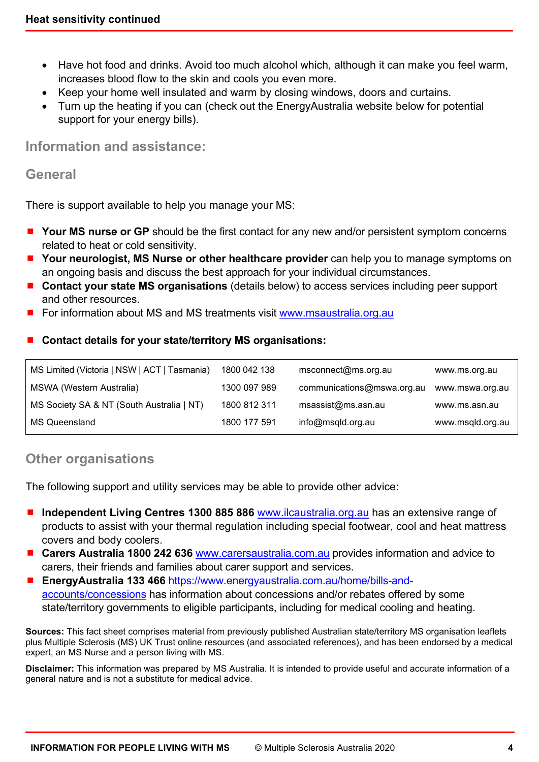## Heat sensitivity continued

- Have hot food and drinks. Avoid too much alcohol which, although it can make you feel warm, increases blood flow to the skin and cools you even more.
- Keep your home well insulated and warm by closing windows, doors and curtains.
- Turn up the heating if you can (check out the EnergyAustralia website below for potential support for your energy bills).

## Information and assistance:

### General

There is support available to help you manage your MS:

- **Your MS nurse or GP** should be the first contact for any new and/or persistent symptom concerns related to heat or cold sensitivity.
- **Your neurologist, MS Nurse or other healthcare provider** can help you to manage symptoms on an ongoing basis and discuss the best approach for your individual circumstances.
- **Contact your state MS organisations** (details below) to access services including peer support and other resources.
- For information about MS and MS treatments visit www.msaustralia.org.au

- **Contact details for your state/territory MS organisations:**

| | | | |
|---|---|---|---|
| MS Limited (Victoria \| NSW \| ACT \| Tasmania) | 1800 042 138 | msconnect@ms.org.au | www.ms.org.au |
| MSWA (Western Australia) | 1300 097 989 | communications@mswa.org.au | www.mswa.org.au |
| MS Society SA & NT (South Australia \| NT) | 1800 812 311 | msassist@ms.asn.au | www.ms.asn.au |
| MS Queensland | 1800 177 591 | info@msqld.org.au | www.msqld.org.au |

### Other organisations

The following support and utility services may be able to provide other advice:

- **Independent Living Centres 1300 885 886** www.ilcaustralia.org.au has an extensive range of products to assist with your thermal regulation including special footwear, cool and heat mattress covers and body coolers.
- **Carers Australia 1800 242 636** www.carersaustralia.com.au provides information and advice to carers, their friends and families about carer support and services.
- **EnergyAustralia 133 466** https://www.energyaustralia.com.au/home/bills-and-accounts/concessions has information about concessions and/or rebates offered by some state/territory governments to eligible participants, including for medical cooling and heating.

**Sources:** This fact sheet comprises material from previously published Australian state/territory MS organisation leaflets plus Multiple Sclerosis (MS) UK Trust online resources (and associated references), and has been endorsed by a medical expert, an MS Nurse and a person living with MS.

**Disclaimer:** This information was prepared by MS Australia. It is intended to provide useful and accurate information of a general nature and is not a substitute for medical advice.